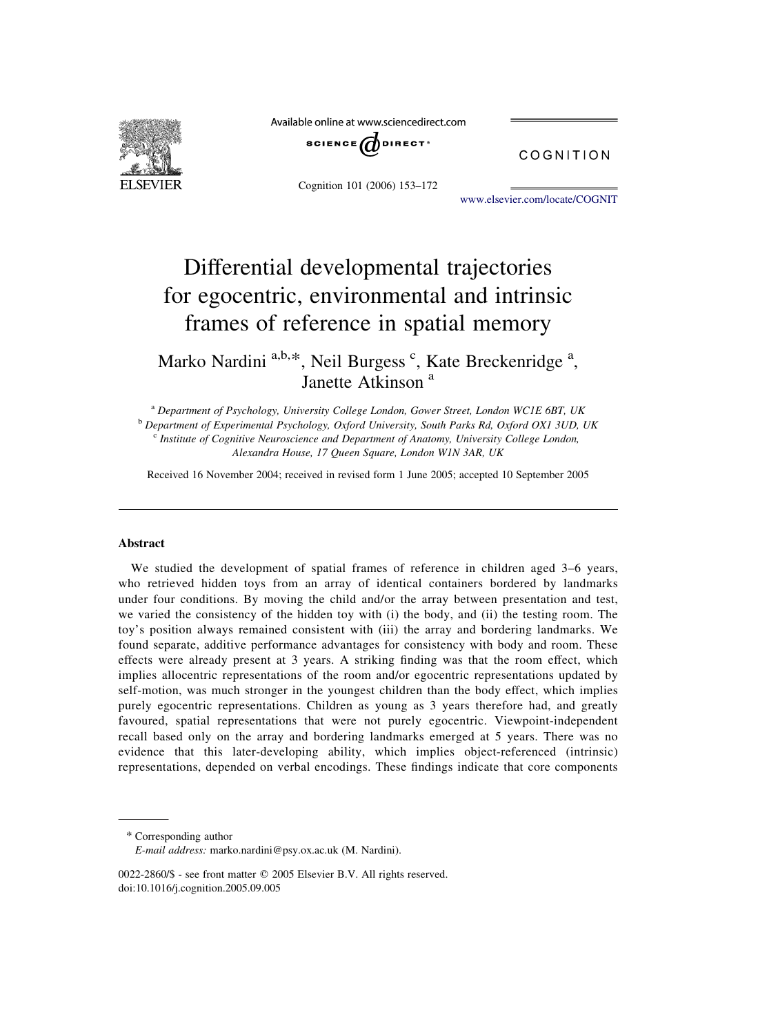# Differential developmental trajectories for egocentric, environmental and intrinsic frames of reference in spatial memory

Marko Nardini [a,b,*], Neil Burgess [c], Kate Breckenridge [a], Janette Atkinson [a]

[a] *Department of Psychology, University College London, Gower Street, London WC1E 6BT, UK*

[b] *Department of Experimental Psychology, Oxford University, South Parks Rd, Oxford OX1 3UD, UK*

[c] *Institute of Cognitive Neuroscience and Department of Anatomy, University College London, Alexandra House, 17 Queen Square, London W1N 3AR, UK*

Received 16 November 2004; received in revised form 1 June 2005; accepted 10 September 2005

## Abstract

We studied the development of spatial frames of reference in children aged 3–6 years, who retrieved hidden toys from an array of identical containers bordered by landmarks under four conditions. By moving the child and/or the array between presentation and test, we varied the consistency of the hidden toy with (i) the body, and (ii) the testing room. The toy's position always remained consistent with (iii) the array and bordering landmarks. We found separate, additive performance advantages for consistency with body and room. These effects were already present at 3 years. A striking finding was that the room effect, which implies allocentric representations of the room and/or egocentric representations updated by self-motion, was much stronger in the youngest children than the body effect, which implies purely egocentric representations. Children as young as 3 years therefore had, and greatly favoured, spatial representations that were not purely egocentric. Viewpoint-independent recall based only on the array and bordering landmarks emerged at 5 years. There was no evidence that this later-developing ability, which implies object-referenced (intrinsic) representations, depended on verbal encodings. These findings indicate that core components

---

\* Corresponding author

*E-mail address:* marko.nardini@psy.ox.ac.uk (M. Nardini).

0022-2860/$ - see front matter © 2005 Elsevier B.V. All rights reserved.
doi:10.1016/j.cognition.2005.09.005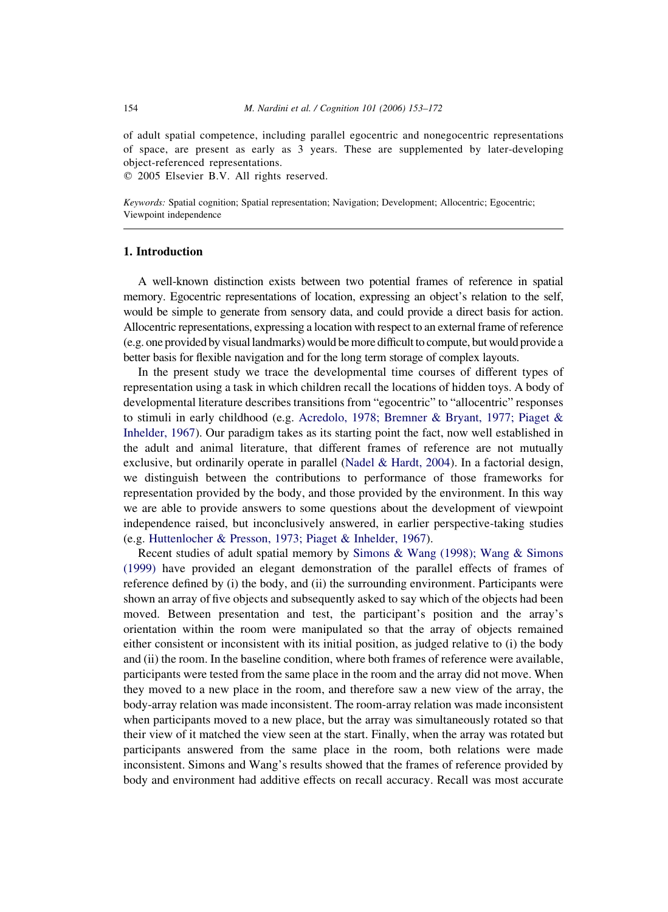of adult spatial competence, including parallel egocentric and nonegocentric representations of space, are present as early as 3 years. These are supplemented by later-developing object-referenced representations.
© 2005 Elsevier B.V. All rights reserved.

*Keywords:* Spatial cognition; Spatial representation; Navigation; Development; Allocentric; Egocentric; Viewpoint independence

## 1. Introduction

A well-known distinction exists between two potential frames of reference in spatial memory. Egocentric representations of location, expressing an object's relation to the self, would be simple to generate from sensory data, and could provide a direct basis for action. Allocentric representations, expressing a location with respect to an external frame of reference (e.g. one provided by visual landmarks) would be more difficult to compute, but would provide a better basis for flexible navigation and for the long term storage of complex layouts.

In the present study we trace the developmental time courses of different types of representation using a task in which children recall the locations of hidden toys. A body of developmental literature describes transitions from "egocentric" to "allocentric" responses to stimuli in early childhood (e.g. Acredolo, 1978; Bremner & Bryant, 1977; Piaget & Inhelder, 1967). Our paradigm takes as its starting point the fact, now well established in the adult and animal literature, that different frames of reference are not mutually exclusive, but ordinarily operate in parallel (Nadel & Hardt, 2004). In a factorial design, we distinguish between the contributions to performance of those frameworks for representation provided by the body, and those provided by the environment. In this way we are able to provide answers to some questions about the development of viewpoint independence raised, but inconclusively answered, in earlier perspective-taking studies (e.g. Huttenlocher & Presson, 1973; Piaget & Inhelder, 1967).

Recent studies of adult spatial memory by Simons & Wang (1998); Wang & Simons (1999) have provided an elegant demonstration of the parallel effects of frames of reference defined by (i) the body, and (ii) the surrounding environment. Participants were shown an array of five objects and subsequently asked to say which of the objects had been moved. Between presentation and test, the participant's position and the array's orientation within the room were manipulated so that the array of objects remained either consistent or inconsistent with its initial position, as judged relative to (i) the body and (ii) the room. In the baseline condition, where both frames of reference were available, participants were tested from the same place in the room and the array did not move. When they moved to a new place in the room, and therefore saw a new view of the array, the body-array relation was made inconsistent. The room-array relation was made inconsistent when participants moved to a new place, but the array was simultaneously rotated so that their view of it matched the view seen at the start. Finally, when the array was rotated but participants answered from the same place in the room, both relations were made inconsistent. Simons and Wang's results showed that the frames of reference provided by body and environment had additive effects on recall accuracy. Recall was most accurate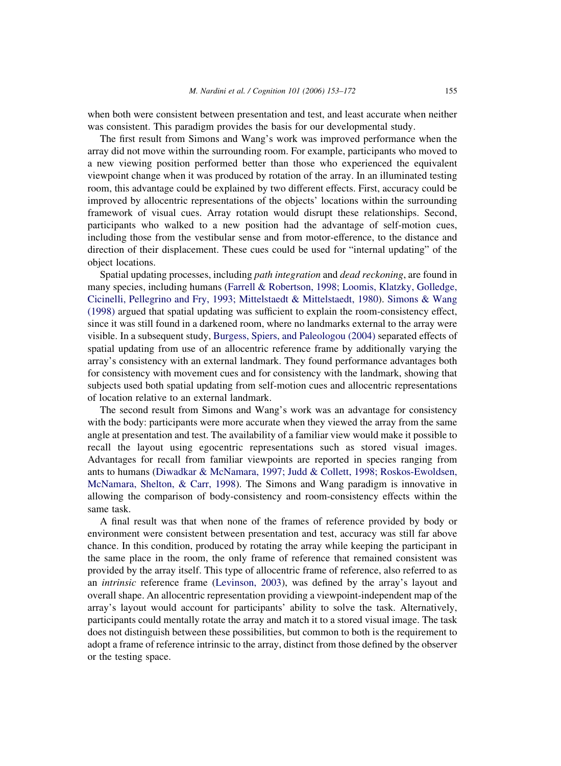when both were consistent between presentation and test, and least accurate when neither was consistent. This paradigm provides the basis for our developmental study.

The first result from Simons and Wang's work was improved performance when the array did not move within the surrounding room. For example, participants who moved to a new viewing position performed better than those who experienced the equivalent viewpoint change when it was produced by rotation of the array. In an illuminated testing room, this advantage could be explained by two different effects. First, accuracy could be improved by allocentric representations of the objects' locations within the surrounding framework of visual cues. Array rotation would disrupt these relationships. Second, participants who walked to a new position had the advantage of self-motion cues, including those from the vestibular sense and from motor-efference, to the distance and direction of their displacement. These cues could be used for "internal updating" of the object locations.

Spatial updating processes, including *path integration* and *dead reckoning*, are found in many species, including humans (Farrell & Robertson, 1998; Loomis, Klatzky, Golledge, Cicinelli, Pellegrino and Fry, 1993; Mittelstaedt & Mittelstaedt, 1980). Simons & Wang (1998) argued that spatial updating was sufficient to explain the room-consistency effect, since it was still found in a darkened room, where no landmarks external to the array were visible. In a subsequent study, Burgess, Spiers, and Paleologou (2004) separated effects of spatial updating from use of an allocentric reference frame by additionally varying the array's consistency with an external landmark. They found performance advantages both for consistency with movement cues and for consistency with the landmark, showing that subjects used both spatial updating from self-motion cues and allocentric representations of location relative to an external landmark.

The second result from Simons and Wang's work was an advantage for consistency with the body: participants were more accurate when they viewed the array from the same angle at presentation and test. The availability of a familiar view would make it possible to recall the layout using egocentric representations such as stored visual images. Advantages for recall from familiar viewpoints are reported in species ranging from ants to humans (Diwadkar & McNamara, 1997; Judd & Collett, 1998; Roskos-Ewoldsen, McNamara, Shelton, & Carr, 1998). The Simons and Wang paradigm is innovative in allowing the comparison of body-consistency and room-consistency effects within the same task.

A final result was that when none of the frames of reference provided by body or environment were consistent between presentation and test, accuracy was still far above chance. In this condition, produced by rotating the array while keeping the participant in the same place in the room, the only frame of reference that remained consistent was provided by the array itself. This type of allocentric frame of reference, also referred to as an *intrinsic* reference frame (Levinson, 2003), was defined by the array's layout and overall shape. An allocentric representation providing a viewpoint-independent map of the array's layout would account for participants' ability to solve the task. Alternatively, participants could mentally rotate the array and match it to a stored visual image. The task does not distinguish between these possibilities, but common to both is the requirement to adopt a frame of reference intrinsic to the array, distinct from those defined by the observer or the testing space.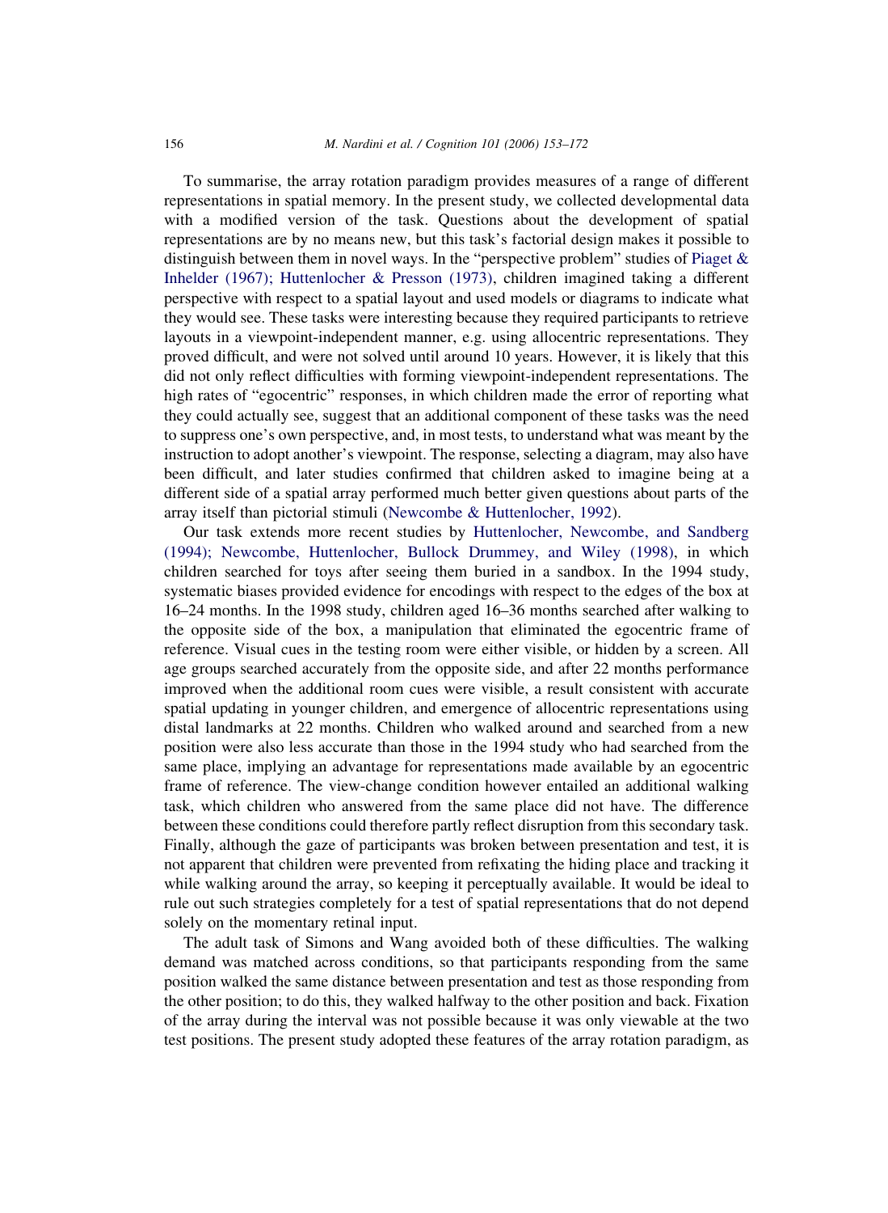To summarise, the array rotation paradigm provides measures of a range of different representations in spatial memory. In the present study, we collected developmental data with a modified version of the task. Questions about the development of spatial representations are by no means new, but this task's factorial design makes it possible to distinguish between them in novel ways. In the "perspective problem" studies of Piaget & Inhelder (1967); Huttenlocher & Presson (1973), children imagined taking a different perspective with respect to a spatial layout and used models or diagrams to indicate what they would see. These tasks were interesting because they required participants to retrieve layouts in a viewpoint-independent manner, e.g. using allocentric representations. They proved difficult, and were not solved until around 10 years. However, it is likely that this did not only reflect difficulties with forming viewpoint-independent representations. The high rates of "egocentric" responses, in which children made the error of reporting what they could actually see, suggest that an additional component of these tasks was the need to suppress one's own perspective, and, in most tests, to understand what was meant by the instruction to adopt another's viewpoint. The response, selecting a diagram, may also have been difficult, and later studies confirmed that children asked to imagine being at a different side of a spatial array performed much better given questions about parts of the array itself than pictorial stimuli (Newcombe & Huttenlocher, 1992).

Our task extends more recent studies by Huttenlocher, Newcombe, and Sandberg (1994); Newcombe, Huttenlocher, Bullock Drummey, and Wiley (1998), in which children searched for toys after seeing them buried in a sandbox. In the 1994 study, systematic biases provided evidence for encodings with respect to the edges of the box at 16–24 months. In the 1998 study, children aged 16–36 months searched after walking to the opposite side of the box, a manipulation that eliminated the egocentric frame of reference. Visual cues in the testing room were either visible, or hidden by a screen. All age groups searched accurately from the opposite side, and after 22 months performance improved when the additional room cues were visible, a result consistent with accurate spatial updating in younger children, and emergence of allocentric representations using distal landmarks at 22 months. Children who walked around and searched from a new position were also less accurate than those in the 1994 study who had searched from the same place, implying an advantage for representations made available by an egocentric frame of reference. The view-change condition however entailed an additional walking task, which children who answered from the same place did not have. The difference between these conditions could therefore partly reflect disruption from this secondary task. Finally, although the gaze of participants was broken between presentation and test, it is not apparent that children were prevented from refixating the hiding place and tracking it while walking around the array, so keeping it perceptually available. It would be ideal to rule out such strategies completely for a test of spatial representations that do not depend solely on the momentary retinal input.

The adult task of Simons and Wang avoided both of these difficulties. The walking demand was matched across conditions, so that participants responding from the same position walked the same distance between presentation and test as those responding from the other position; to do this, they walked halfway to the other position and back. Fixation of the array during the interval was not possible because it was only viewable at the two test positions. The present study adopted these features of the array rotation paradigm, as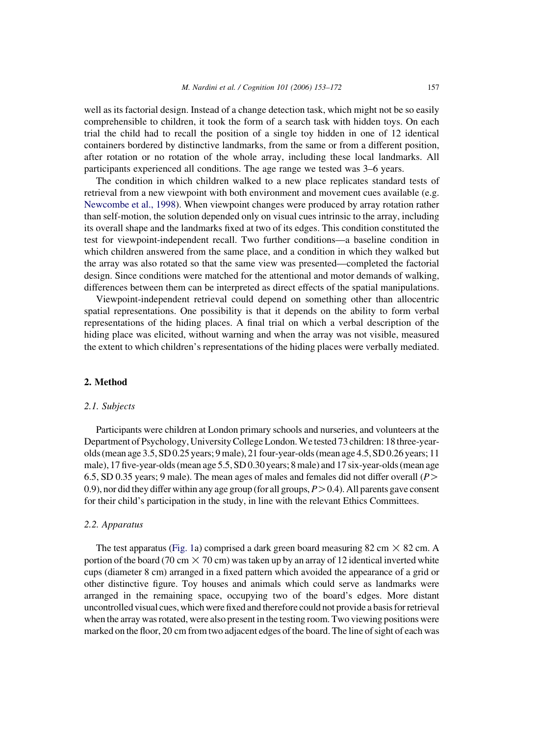well as its factorial design. Instead of a change detection task, which might not be so easily comprehensible to children, it took the form of a search task with hidden toys. On each trial the child had to recall the position of a single toy hidden in one of 12 identical containers bordered by distinctive landmarks, from the same or from a different position, after rotation or no rotation of the whole array, including these local landmarks. All participants experienced all conditions. The age range we tested was 3–6 years.

The condition in which children walked to a new place replicates standard tests of retrieval from a new viewpoint with both environment and movement cues available (e.g. Newcombe et al., 1998). When viewpoint changes were produced by array rotation rather than self-motion, the solution depended only on visual cues intrinsic to the array, including its overall shape and the landmarks fixed at two of its edges. This condition constituted the test for viewpoint-independent recall. Two further conditions—a baseline condition in which children answered from the same place, and a condition in which they walked but the array was also rotated so that the same view was presented—completed the factorial design. Since conditions were matched for the attentional and motor demands of walking, differences between them can be interpreted as direct effects of the spatial manipulations.

Viewpoint-independent retrieval could depend on something other than allocentric spatial representations. One possibility is that it depends on the ability to form verbal representations of the hiding places. A final trial on which a verbal description of the hiding place was elicited, without warning and when the array was not visible, measured the extent to which children's representations of the hiding places were verbally mediated.

## 2. Method

### 2.1. Subjects

Participants were children at London primary schools and nurseries, and volunteers at the Department of Psychology, University College London. We tested 73 children: 18 three-year-olds (mean age 3.5, SD 0.25 years; 9 male), 21 four-year-olds (mean age 4.5, SD 0.26 years; 11 male), 17 five-year-olds (mean age 5.5, SD 0.30 years; 8 male) and 17 six-year-olds (mean age 6.5, SD 0.35 years; 9 male). The mean ages of males and females did not differ overall ($P > 0.9$), nor did they differ within any age group (for all groups, $P > 0.4$). All parents gave consent for their child's participation in the study, in line with the relevant Ethics Committees.

### 2.2. Apparatus

The test apparatus (Fig. 1a) comprised a dark green board measuring 82 cm × 82 cm. A portion of the board (70 cm × 70 cm) was taken up by an array of 12 identical inverted white cups (diameter 8 cm) arranged in a fixed pattern which avoided the appearance of a grid or other distinctive figure. Toy houses and animals which could serve as landmarks were arranged in the remaining space, occupying two of the board's edges. More distant uncontrolled visual cues, which were fixed and therefore could not provide a basis for retrieval when the array was rotated, were also present in the testing room. Two viewing positions were marked on the floor, 20 cm from two adjacent edges of the board. The line of sight of each was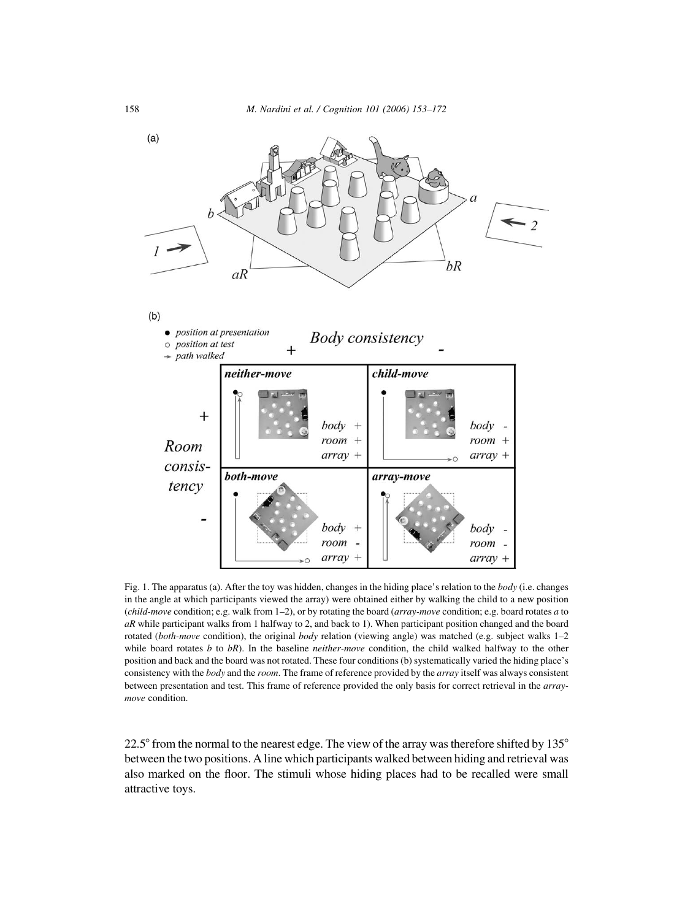Fig. 1. The apparatus (a). After the toy was hidden, changes in the hiding place's relation to the *body* (i.e. changes in the angle at which participants viewed the array) were obtained either by walking the child to a new position (*child-move* condition; e.g. walk from 1–2), or by rotating the board (*array-move* condition; e.g. board rotates *a* to *aR* while participant walks from 1 halfway to 2, and back to 1). When participant position changed and the board rotated (*both-move* condition), the original *body* relation (viewing angle) was matched (e.g. subject walks 1–2 while board rotates *b* to *bR*). In the baseline *neither-move* condition, the child walked halfway to the other position and back and the board was not rotated. These four conditions (b) systematically varied the hiding place's consistency with the *body* and the *room*. The frame of reference provided by the *array* itself was always consistent between presentation and test. This frame of reference provided the only basis for correct retrieval in the *array-move* condition.

22.5° from the normal to the nearest edge. The view of the array was therefore shifted by 135° between the two positions. A line which participants walked between hiding and retrieval was also marked on the floor. The stimuli whose hiding places had to be recalled were small attractive toys.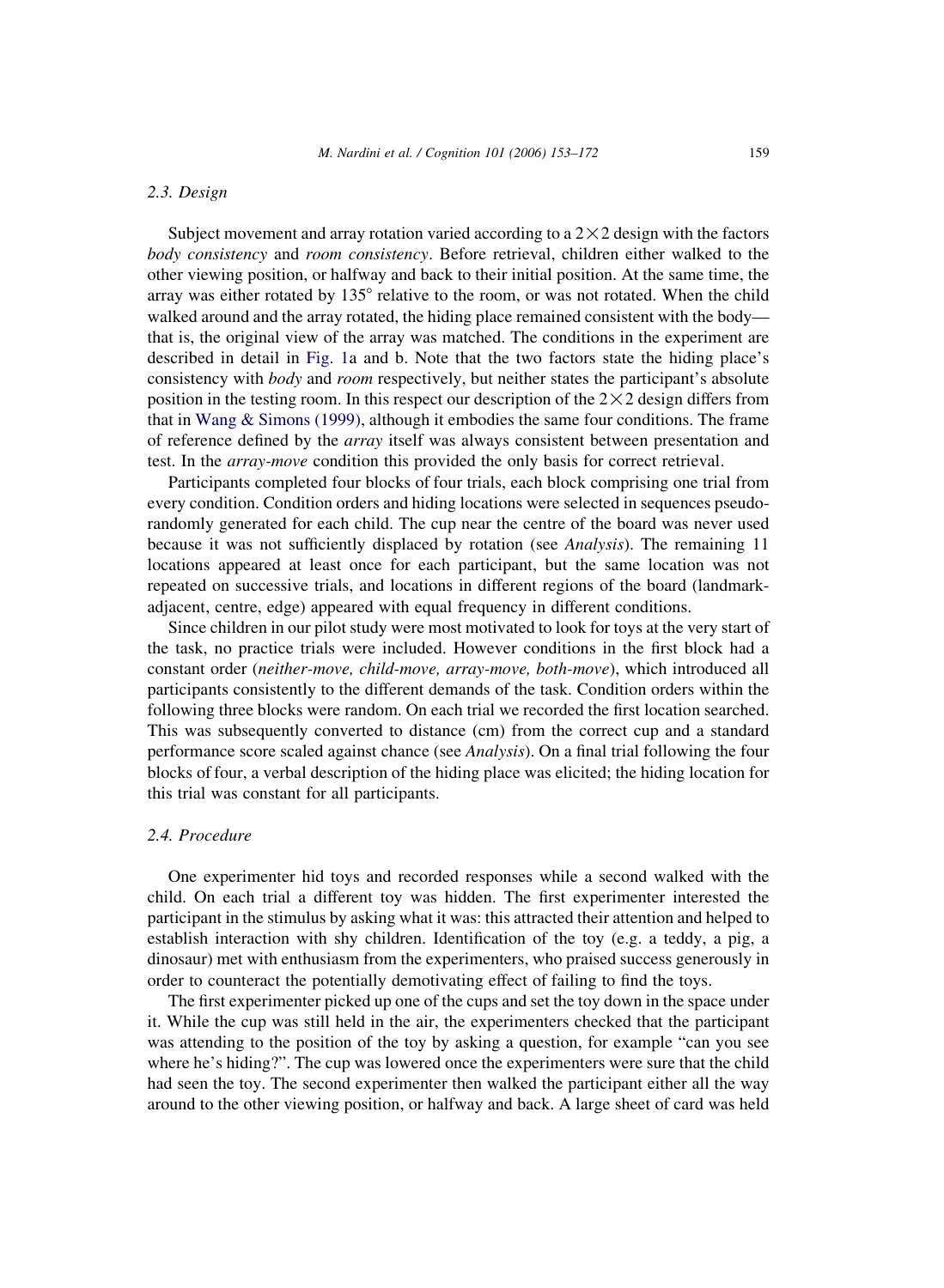### 2.3. Design

Subject movement and array rotation varied according to a 2×2 design with the factors *body consistency* and *room consistency*. Before retrieval, children either walked to the other viewing position, or halfway and back to their initial position. At the same time, the array was either rotated by 135° relative to the room, or was not rotated. When the child walked around and the array rotated, the hiding place remained consistent with the body—that is, the original view of the array was matched. The conditions in the experiment are described in detail in Fig. 1a and b. Note that the two factors state the hiding place's consistency with *body* and *room* respectively, but neither states the participant's absolute position in the testing room. In this respect our description of the 2×2 design differs from that in Wang & Simons (1999), although it embodies the same four conditions. The frame of reference defined by the *array* itself was always consistent between presentation and test. In the *array-move* condition this provided the only basis for correct retrieval.

Participants completed four blocks of four trials, each block comprising one trial from every condition. Condition orders and hiding locations were selected in sequences pseudo-randomly generated for each child. The cup near the centre of the board was never used because it was not sufficiently displaced by rotation (see *Analysis*). The remaining 11 locations appeared at least once for each participant, but the same location was not repeated on successive trials, and locations in different regions of the board (landmark-adjacent, centre, edge) appeared with equal frequency in different conditions.

Since children in our pilot study were most motivated to look for toys at the very start of the task, no practice trials were included. However conditions in the first block had a constant order (*neither-move, child-move, array-move, both-move*), which introduced all participants consistently to the different demands of the task. Condition orders within the following three blocks were random. On each trial we recorded the first location searched. This was subsequently converted to distance (cm) from the correct cup and a standard performance score scaled against chance (see *Analysis*). On a final trial following the four blocks of four, a verbal description of the hiding place was elicited; the hiding location for this trial was constant for all participants.

### 2.4. Procedure

One experimenter hid toys and recorded responses while a second walked with the child. On each trial a different toy was hidden. The first experimenter interested the participant in the stimulus by asking what it was: this attracted their attention and helped to establish interaction with shy children. Identification of the toy (e.g. a teddy, a pig, a dinosaur) met with enthusiasm from the experimenters, who praised success generously in order to counteract the potentially demotivating effect of failing to find the toys.

The first experimenter picked up one of the cups and set the toy down in the space under it. While the cup was still held in the air, the experimenters checked that the participant was attending to the position of the toy by asking a question, for example "can you see where he's hiding?". The cup was lowered once the experimenters were sure that the child had seen the toy. The second experimenter then walked the participant either all the way around to the other viewing position, or halfway and back. A large sheet of card was held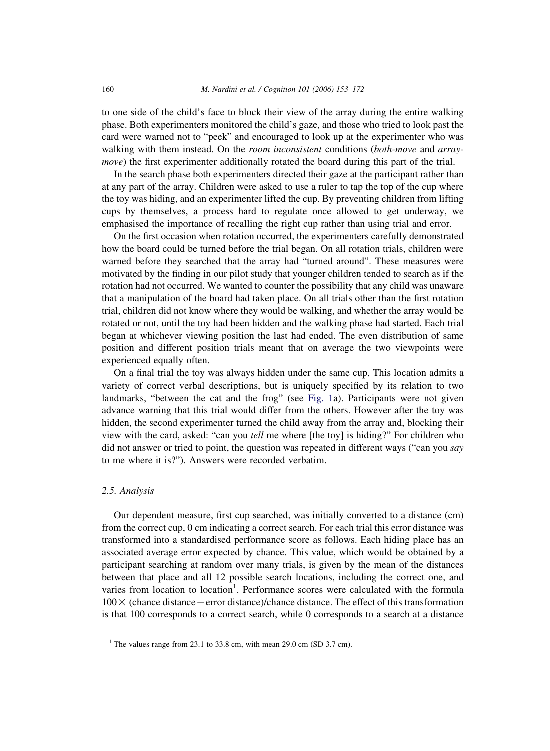to one side of the child's face to block their view of the array during the entire walking phase. Both experimenters monitored the child's gaze, and those who tried to look past the card were warned not to "peek" and encouraged to look up at the experimenter who was walking with them instead. On the *room inconsistent* conditions (*both-move* and *array-move*) the first experimenter additionally rotated the board during this part of the trial.

In the search phase both experimenters directed their gaze at the participant rather than at any part of the array. Children were asked to use a ruler to tap the top of the cup where the toy was hiding, and an experimenter lifted the cup. By preventing children from lifting cups by themselves, a process hard to regulate once allowed to get underway, we emphasised the importance of recalling the right cup rather than using trial and error.

On the first occasion when rotation occurred, the experimenters carefully demonstrated how the board could be turned before the trial began. On all rotation trials, children were warned before they searched that the array had "turned around". These measures were motivated by the finding in our pilot study that younger children tended to search as if the rotation had not occurred. We wanted to counter the possibility that any child was unaware that a manipulation of the board had taken place. On all trials other than the first rotation trial, children did not know where they would be walking, and whether the array would be rotated or not, until the toy had been hidden and the walking phase had started. Each trial began at whichever viewing position the last had ended. The even distribution of same position and different position trials meant that on average the two viewpoints were experienced equally often.

On a final trial the toy was always hidden under the same cup. This location admits a variety of correct verbal descriptions, but is uniquely specified by its relation to two landmarks, "between the cat and the frog" (see Fig. 1a). Participants were not given advance warning that this trial would differ from the others. However after the toy was hidden, the second experimenter turned the child away from the array and, blocking their view with the card, asked: "can you *tell* me where [the toy] is hiding?" For children who did not answer or tried to point, the question was repeated in different ways ("can you *say* to me where it is?"). Answers were recorded verbatim.

### 2.5. Analysis

Our dependent measure, first cup searched, was initially converted to a distance (cm) from the correct cup, 0 cm indicating a correct search. For each trial this error distance was transformed into a standardised performance score as follows. Each hiding place has an associated average error expected by chance. This value, which would be obtained by a participant searching at random over many trials, is given by the mean of the distances between that place and all 12 possible search locations, including the correct one, and varies from location to location[1]. Performance scores were calculated with the formula $100 \times$ (chance distance − error distance)/chance distance. The effect of this transformation is that 100 corresponds to a correct search, while 0 corresponds to a search at a distance

[1] The values range from 23.1 to 33.8 cm, with mean 29.0 cm (SD 3.7 cm).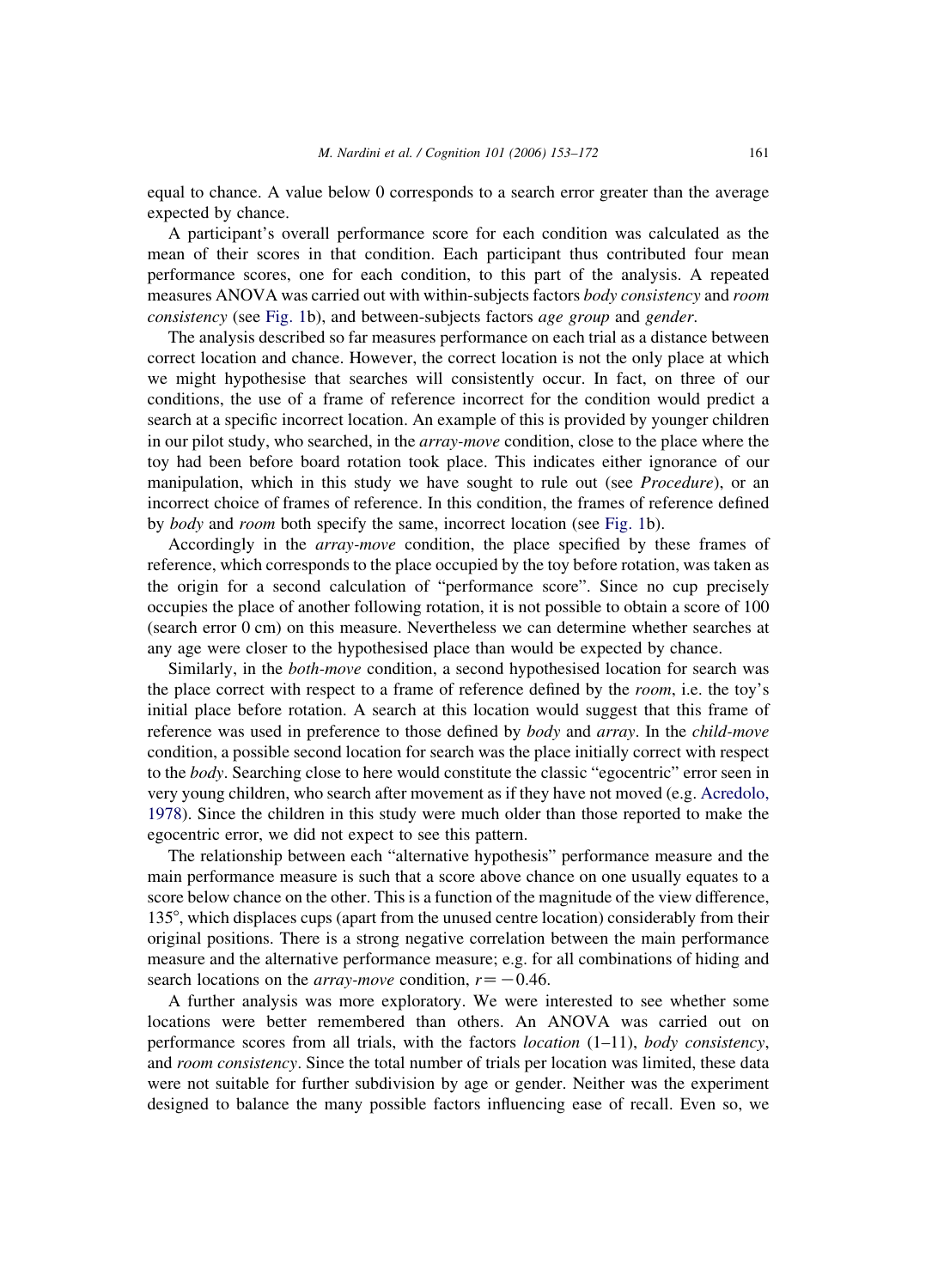equal to chance. A value below 0 corresponds to a search error greater than the average expected by chance.

A participant's overall performance score for each condition was calculated as the mean of their scores in that condition. Each participant thus contributed four mean performance scores, one for each condition, to this part of the analysis. A repeated measures ANOVA was carried out with within-subjects factors *body consistency* and *room consistency* (see Fig. 1b), and between-subjects factors *age group* and *gender*.

The analysis described so far measures performance on each trial as a distance between correct location and chance. However, the correct location is not the only place at which we might hypothesise that searches will consistently occur. In fact, on three of our conditions, the use of a frame of reference incorrect for the condition would predict a search at a specific incorrect location. An example of this is provided by younger children in our pilot study, who searched, in the *array-move* condition, close to the place where the toy had been before board rotation took place. This indicates either ignorance of our manipulation, which in this study we have sought to rule out (see *Procedure*), or an incorrect choice of frames of reference. In this condition, the frames of reference defined by *body* and *room* both specify the same, incorrect location (see Fig. 1b).

Accordingly in the *array-move* condition, the place specified by these frames of reference, which corresponds to the place occupied by the toy before rotation, was taken as the origin for a second calculation of "performance score". Since no cup precisely occupies the place of another following rotation, it is not possible to obtain a score of 100 (search error 0 cm) on this measure. Nevertheless we can determine whether searches at any age were closer to the hypothesised place than would be expected by chance.

Similarly, in the *both-move* condition, a second hypothesised location for search was the place correct with respect to a frame of reference defined by the *room*, i.e. the toy's initial place before rotation. A search at this location would suggest that this frame of reference was used in preference to those defined by *body* and *array*. In the *child-move* condition, a possible second location for search was the place initially correct with respect to the *body*. Searching close to here would constitute the classic "egocentric" error seen in very young children, who search after movement as if they have not moved (e.g. Acredolo, 1978). Since the children in this study were much older than those reported to make the egocentric error, we did not expect to see this pattern.

The relationship between each "alternative hypothesis" performance measure and the main performance measure is such that a score above chance on one usually equates to a score below chance on the other. This is a function of the magnitude of the view difference, 135°, which displaces cups (apart from the unused centre location) considerably from their original positions. There is a strong negative correlation between the main performance measure and the alternative performance measure; e.g. for all combinations of hiding and search locations on the *array-move* condition, $r = -0.46$.

A further analysis was more exploratory. We were interested to see whether some locations were better remembered than others. An ANOVA was carried out on performance scores from all trials, with the factors *location* (1–11), *body consistency*, and *room consistency*. Since the total number of trials per location was limited, these data were not suitable for further subdivision by age or gender. Neither was the experiment designed to balance the many possible factors influencing ease of recall. Even so, we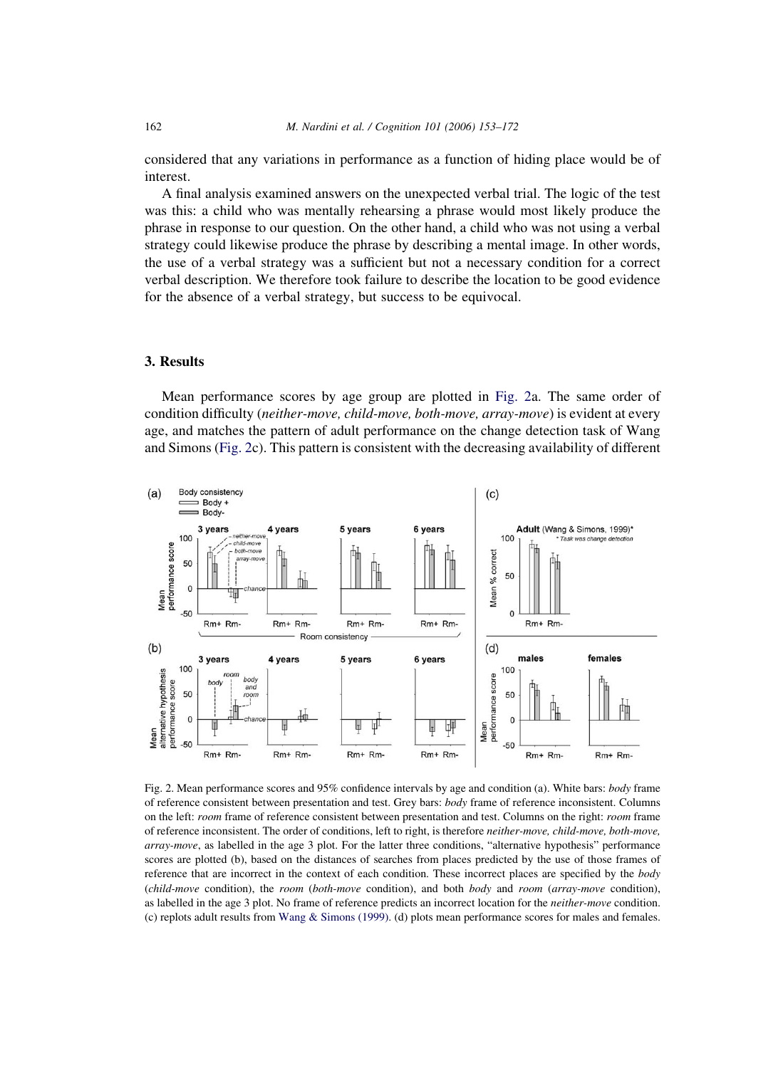considered that any variations in performance as a function of hiding place would be of interest.

A final analysis examined answers on the unexpected verbal trial. The logic of the test was this: a child who was mentally rehearsing a phrase would most likely produce the phrase in response to our question. On the other hand, a child who was not using a verbal strategy could likewise produce the phrase by describing a mental image. In other words, the use of a verbal strategy was a sufficient but not a necessary condition for a correct verbal description. We therefore took failure to describe the location to be good evidence for the absence of a verbal strategy, but success to be equivocal.

## 3. Results

Mean performance scores by age group are plotted in Fig. 2a. The same order of condition difficulty (*neither-move, child-move, both-move, array-move*) is evident at every age, and matches the pattern of adult performance on the change detection task of Wang and Simons (Fig. 2c). This pattern is consistent with the decreasing availability of different

Fig. 2. Mean performance scores and 95% confidence intervals by age and condition (a). White bars: *body* frame of reference consistent between presentation and test. Grey bars: *body* frame of reference inconsistent. Columns on the left: *room* frame of reference consistent between presentation and test. Columns on the right: *room* frame of reference inconsistent. The order of conditions, left to right, is therefore *neither-move, child-move, both-move, array-move*, as labelled in the age 3 plot. For the latter three conditions, "alternative hypothesis" performance scores are plotted (b), based on the distances of searches from places predicted by the use of those frames of reference that are incorrect in the context of each condition. These incorrect places are specified by the *body* (*child-move* condition), the *room* (*both-move* condition), and both *body* and *room* (*array-move* condition), as labelled in the age 3 plot. No frame of reference predicts an incorrect location for the *neither-move* condition. (c) replots adult results from Wang & Simons (1999). (d) plots mean performance scores for males and females.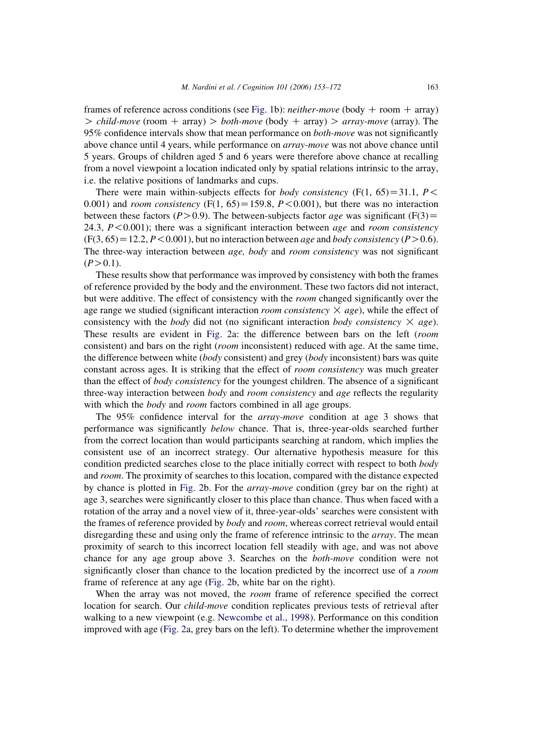frames of reference across conditions (see Fig. 1b): *neither-move* (body + room + array) > *child-move* (room + array) > *both-move* (body + array) > *array-move* (array). The 95% confidence intervals show that mean performance on *both-move* was not significantly above chance until 4 years, while performance on *array-move* was not above chance until 5 years. Groups of children aged 5 and 6 years were therefore above chance at recalling from a novel viewpoint a location indicated only by spatial relations intrinsic to the array, i.e. the relative positions of landmarks and cups.

There were main within-subjects effects for *body consistency* ($F(1, 65) = 31.1$, $P < 0.001$) and *room consistency* ($F(1, 65) = 159.8$, $P < 0.001$), but there was no interaction between these factors ($P > 0.9$). The between-subjects factor *age* was significant ($F(3) = 24.3$, $P < 0.001$); there was a significant interaction between *age* and *room consistency* ($F(3, 65) = 12.2$, $P < 0.001$), but no interaction between *age* and *body consistency* ($P > 0.6$). The three-way interaction between *age, body* and *room consistency* was not significant ($P > 0.1$).

These results show that performance was improved by consistency with both the frames of reference provided by the body and the environment. These two factors did not interact, but were additive. The effect of consistency with the *room* changed significantly over the age range we studied (significant interaction *room consistency* × *age*), while the effect of consistency with the *body* did not (no significant interaction *body consistency* × *age*). These results are evident in Fig. 2a: the difference between bars on the left (*room* consistent) and bars on the right (*room* inconsistent) reduced with age. At the same time, the difference between white (*body* consistent) and grey (*body* inconsistent) bars was quite constant across ages. It is striking that the effect of *room consistency* was much greater than the effect of *body consistency* for the youngest children. The absence of a significant three-way interaction between *body* and *room consistency* and *age* reflects the regularity with which the *body* and *room* factors combined in all age groups.

The 95% confidence interval for the *array-move* condition at age 3 shows that performance was significantly *below* chance. That is, three-year-olds searched further from the correct location than would participants searching at random, which implies the consistent use of an incorrect strategy. Our alternative hypothesis measure for this condition predicted searches close to the place initially correct with respect to both *body* and *room*. The proximity of searches to this location, compared with the distance expected by chance is plotted in Fig. 2b. For the *array-move* condition (grey bar on the right) at age 3, searches were significantly closer to this place than chance. Thus when faced with a rotation of the array and a novel view of it, three-year-olds' searches were consistent with the frames of reference provided by *body* and *room*, whereas correct retrieval would entail disregarding these and using only the frame of reference intrinsic to the *array*. The mean proximity of search to this incorrect location fell steadily with age, and was not above chance for any age group above 3. Searches on the *both-move* condition were not significantly closer than chance to the location predicted by the incorrect use of a *room* frame of reference at any age (Fig. 2b, white bar on the right).

When the array was not moved, the *room* frame of reference specified the correct location for search. Our *child-move* condition replicates previous tests of retrieval after walking to a new viewpoint (e.g. Newcombe et al., 1998). Performance on this condition improved with age (Fig. 2a, grey bars on the left). To determine whether the improvement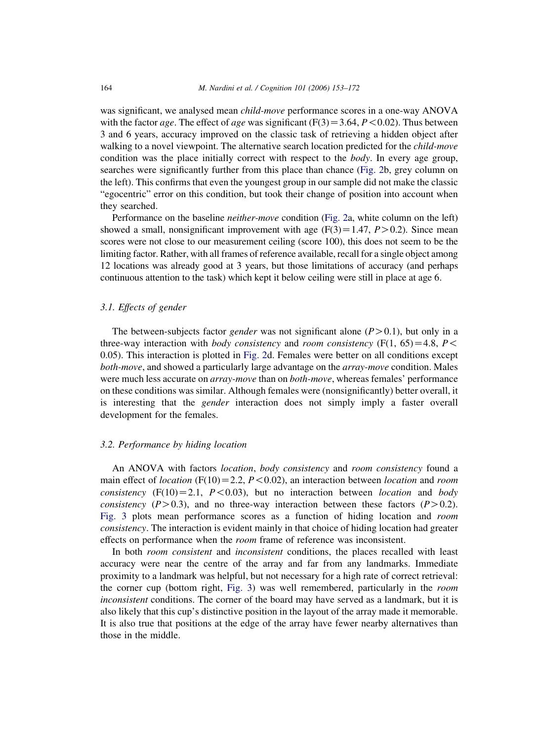was significant, we analysed mean *child-move* performance scores in a one-way ANOVA with the factor *age*. The effect of *age* was significant ($F(3) = 3.64$, $P < 0.02$). Thus between 3 and 6 years, accuracy improved on the classic task of retrieving a hidden object after walking to a novel viewpoint. The alternative search location predicted for the *child-move* condition was the place initially correct with respect to the *body*. In every age group, searches were significantly further from this place than chance (Fig. 2b, grey column on the left). This confirms that even the youngest group in our sample did not make the classic "egocentric" error on this condition, but took their change of position into account when they searched.

Performance on the baseline *neither-move* condition (Fig. 2a, white column on the left) showed a small, nonsignificant improvement with age ($F(3) = 1.47$, $P > 0.2$). Since mean scores were not close to our measurement ceiling (score 100), this does not seem to be the limiting factor. Rather, with all frames of reference available, recall for a single object among 12 locations was already good at 3 years, but those limitations of accuracy (and perhaps continuous attention to the task) which kept it below ceiling were still in place at age 6.

### 3.1. Effects of gender

The between-subjects factor *gender* was not significant alone ($P > 0.1$), but only in a three-way interaction with *body consistency* and *room consistency* ($F(1, 65) = 4.8$, $P < 0.05$). This interaction is plotted in Fig. 2d. Females were better on all conditions except *both-move*, and showed a particularly large advantage on the *array-move* condition. Males were much less accurate on *array-move* than on *both-move*, whereas females' performance on these conditions was similar. Although females were (nonsignificantly) better overall, it is interesting that the *gender* interaction does not simply imply a faster overall development for the females.

### 3.2. Performance by hiding location

An ANOVA with factors *location*, *body consistency* and *room consistency* found a main effect of *location* ($F(10) = 2.2$, $P < 0.02$), an interaction between *location* and *room consistency* ($F(10) = 2.1$, $P < 0.03$), but no interaction between *location* and *body consistency* ($P > 0.3$), and no three-way interaction between these factors ($P > 0.2$). Fig. 3 plots mean performance scores as a function of hiding location and *room consistency*. The interaction is evident mainly in that choice of hiding location had greater effects on performance when the *room* frame of reference was inconsistent.

In both *room consistent* and *inconsistent* conditions, the places recalled with least accuracy were near the centre of the array and far from any landmarks. Immediate proximity to a landmark was helpful, but not necessary for a high rate of correct retrieval: the corner cup (bottom right, Fig. 3) was well remembered, particularly in the *room inconsistent* conditions. The corner of the board may have served as a landmark, but it is also likely that this cup's distinctive position in the layout of the array made it memorable. It is also true that positions at the edge of the array have fewer nearby alternatives than those in the middle.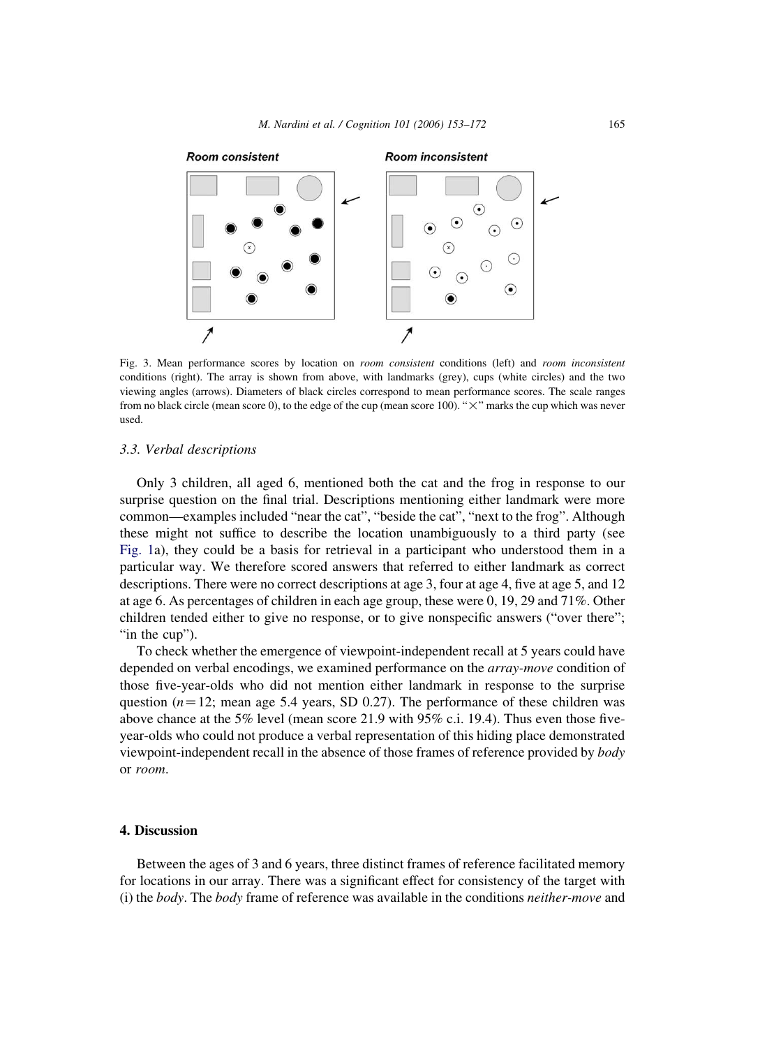Fig. 3. Mean performance scores by location on *room consistent* conditions (left) and *room inconsistent* conditions (right). The array is shown from above, with landmarks (grey), cups (white circles) and the two viewing angles (arrows). Diameters of black circles correspond to mean performance scores. The scale ranges from no black circle (mean score 0), to the edge of the cup (mean score 100). "×" marks the cup which was never used.

### 3.3. Verbal descriptions

Only 3 children, all aged 6, mentioned both the cat and the frog in response to our surprise question on the final trial. Descriptions mentioning either landmark were more common—examples included "near the cat", "beside the cat", "next to the frog". Although these might not suffice to describe the location unambiguously to a third party (see Fig. 1a), they could be a basis for retrieval in a participant who understood them in a particular way. We therefore scored answers that referred to either landmark as correct descriptions. There were no correct descriptions at age 3, four at age 4, five at age 5, and 12 at age 6. As percentages of children in each age group, these were 0, 19, 29 and 71%. Other children tended either to give no response, or to give nonspecific answers ("over there"; "in the cup").

To check whether the emergence of viewpoint-independent recall at 5 years could have depended on verbal encodings, we examined performance on the *array-move* condition of those five-year-olds who did not mention either landmark in response to the surprise question ($n = 12$; mean age 5.4 years, SD 0.27). The performance of these children was above chance at the 5% level (mean score 21.9 with 95% c.i. 19.4). Thus even those five-year-olds who could not produce a verbal representation of this hiding place demonstrated viewpoint-independent recall in the absence of those frames of reference provided by *body* or *room*.

## 4. Discussion

Between the ages of 3 and 6 years, three distinct frames of reference facilitated memory for locations in our array. There was a significant effect for consistency of the target with (i) the *body*. The *body* frame of reference was available in the conditions *neither-move* and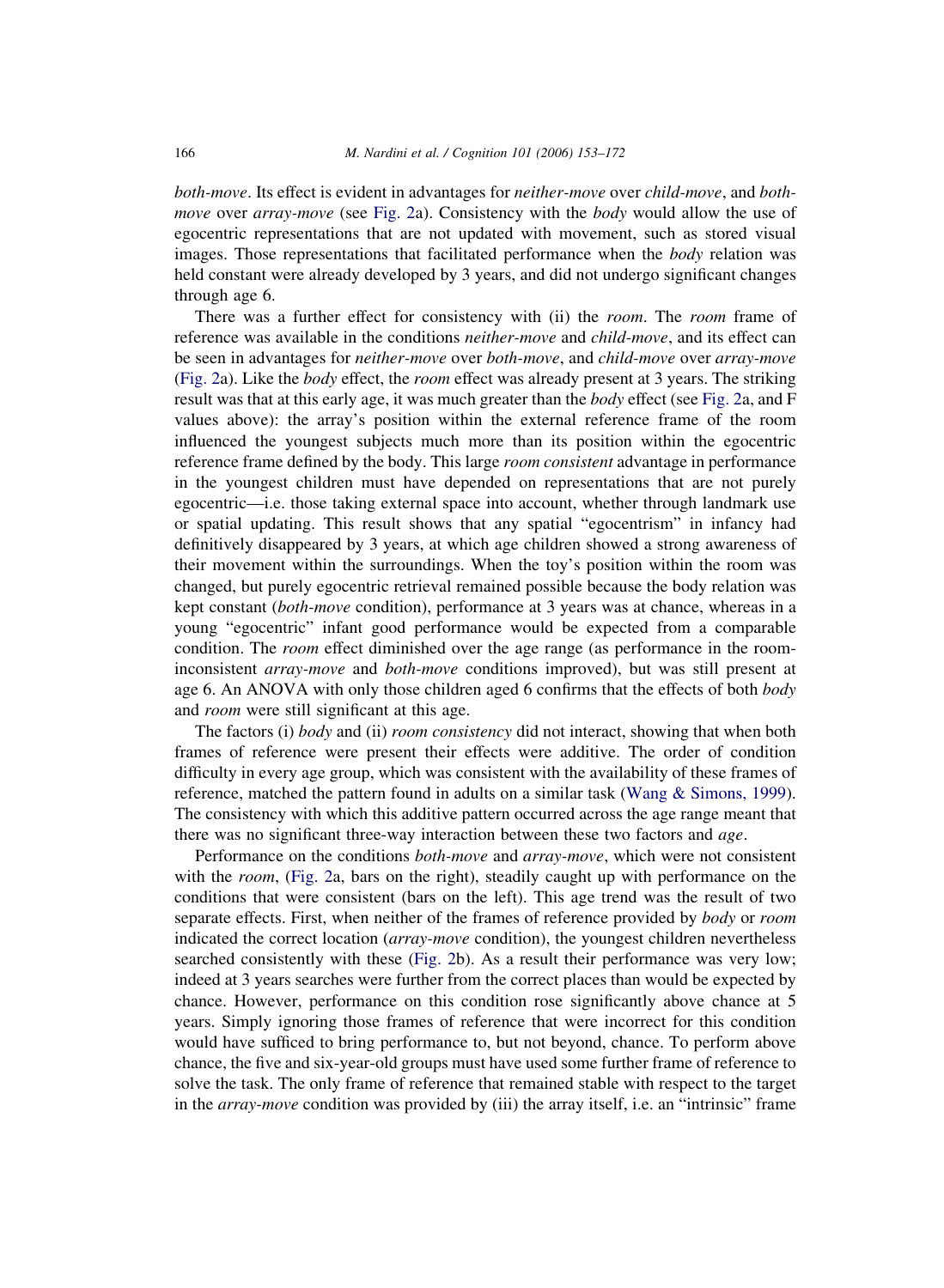*both-move*. Its effect is evident in advantages for *neither-move* over *child-move*, and *both-move* over *array-move* (see Fig. 2a). Consistency with the *body* would allow the use of egocentric representations that are not updated with movement, such as stored visual images. Those representations that facilitated performance when the *body* relation was held constant were already developed by 3 years, and did not undergo significant changes through age 6.

There was a further effect for consistency with (ii) the *room*. The *room* frame of reference was available in the conditions *neither-move* and *child-move*, and its effect can be seen in advantages for *neither-move* over *both-move*, and *child-move* over *array-move* (Fig. 2a). Like the *body* effect, the *room* effect was already present at 3 years. The striking result was that at this early age, it was much greater than the *body* effect (see Fig. 2a, and F values above): the array's position within the external reference frame of the room influenced the youngest subjects much more than its position within the egocentric reference frame defined by the body. This large *room consistent* advantage in performance in the youngest children must have depended on representations that are not purely egocentric—i.e. those taking external space into account, whether through landmark use or spatial updating. This result shows that any spatial "egocentrism" in infancy had definitively disappeared by 3 years, at which age children showed a strong awareness of their movement within the surroundings. When the toy's position within the room was changed, but purely egocentric retrieval remained possible because the body relation was kept constant (*both-move* condition), performance at 3 years was at chance, whereas in a young "egocentric" infant good performance would be expected from a comparable condition. The *room* effect diminished over the age range (as performance in the room-inconsistent *array-move* and *both-move* conditions improved), but was still present at age 6. An ANOVA with only those children aged 6 confirms that the effects of both *body* and *room* were still significant at this age.

The factors (i) *body* and (ii) *room consistency* did not interact, showing that when both frames of reference were present their effects were additive. The order of condition difficulty in every age group, which was consistent with the availability of these frames of reference, matched the pattern found in adults on a similar task (Wang & Simons, 1999). The consistency with which this additive pattern occurred across the age range meant that there was no significant three-way interaction between these two factors and *age*.

Performance on the conditions *both-move* and *array-move*, which were not consistent with the *room*, (Fig. 2a, bars on the right), steadily caught up with performance on the conditions that were consistent (bars on the left). This age trend was the result of two separate effects. First, when neither of the frames of reference provided by *body* or *room* indicated the correct location (*array-move* condition), the youngest children nevertheless searched consistently with these (Fig. 2b). As a result their performance was very low; indeed at 3 years searches were further from the correct places than would be expected by chance. However, performance on this condition rose significantly above chance at 5 years. Simply ignoring those frames of reference that were incorrect for this condition would have sufficed to bring performance to, but not beyond, chance. To perform above chance, the five and six-year-old groups must have used some further frame of reference to solve the task. The only frame of reference that remained stable with respect to the target in the *array-move* condition was provided by (iii) the array itself, i.e. an "intrinsic" frame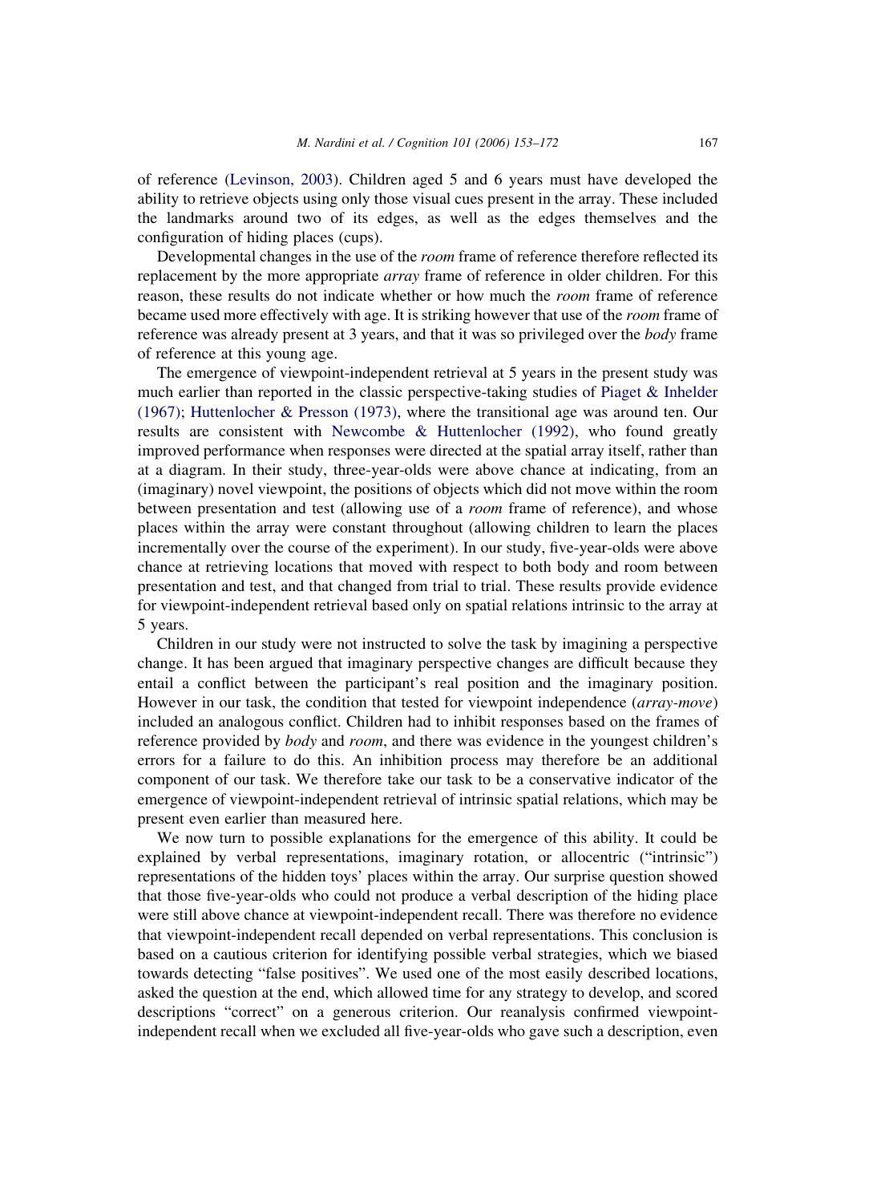of reference (Levinson, 2003). Children aged 5 and 6 years must have developed the ability to retrieve objects using only those visual cues present in the array. These included the landmarks around two of its edges, as well as the edges themselves and the configuration of hiding places (cups).

Developmental changes in the use of the *room* frame of reference therefore reflected its replacement by the more appropriate *array* frame of reference in older children. For this reason, these results do not indicate whether or how much the *room* frame of reference became used more effectively with age. It is striking however that use of the *room* frame of reference was already present at 3 years, and that it was so privileged over the *body* frame of reference at this young age.

The emergence of viewpoint-independent retrieval at 5 years in the present study was much earlier than reported in the classic perspective-taking studies of Piaget & Inhelder (1967); Huttenlocher & Presson (1973), where the transitional age was around ten. Our results are consistent with Newcombe & Huttenlocher (1992), who found greatly improved performance when responses were directed at the spatial array itself, rather than at a diagram. In their study, three-year-olds were above chance at indicating, from an (imaginary) novel viewpoint, the positions of objects which did not move within the room between presentation and test (allowing use of a *room* frame of reference), and whose places within the array were constant throughout (allowing children to learn the places incrementally over the course of the experiment). In our study, five-year-olds were above chance at retrieving locations that moved with respect to both body and room between presentation and test, and that changed from trial to trial. These results provide evidence for viewpoint-independent retrieval based only on spatial relations intrinsic to the array at 5 years.

Children in our study were not instructed to solve the task by imagining a perspective change. It has been argued that imaginary perspective changes are difficult because they entail a conflict between the participant's real position and the imaginary position. However in our task, the condition that tested for viewpoint independence (*array-move*) included an analogous conflict. Children had to inhibit responses based on the frames of reference provided by *body* and *room*, and there was evidence in the youngest children's errors for a failure to do this. An inhibition process may therefore be an additional component of our task. We therefore take our task to be a conservative indicator of the emergence of viewpoint-independent retrieval of intrinsic spatial relations, which may be present even earlier than measured here.

We now turn to possible explanations for the emergence of this ability. It could be explained by verbal representations, imaginary rotation, or allocentric ("intrinsic") representations of the hidden toys' places within the array. Our surprise question showed that those five-year-olds who could not produce a verbal description of the hiding place were still above chance at viewpoint-independent recall. There was therefore no evidence that viewpoint-independent recall depended on verbal representations. This conclusion is based on a cautious criterion for identifying possible verbal strategies, which we biased towards detecting "false positives". We used one of the most easily described locations, asked the question at the end, which allowed time for any strategy to develop, and scored descriptions "correct" on a generous criterion. Our reanalysis confirmed viewpoint-independent recall when we excluded all five-year-olds who gave such a description, even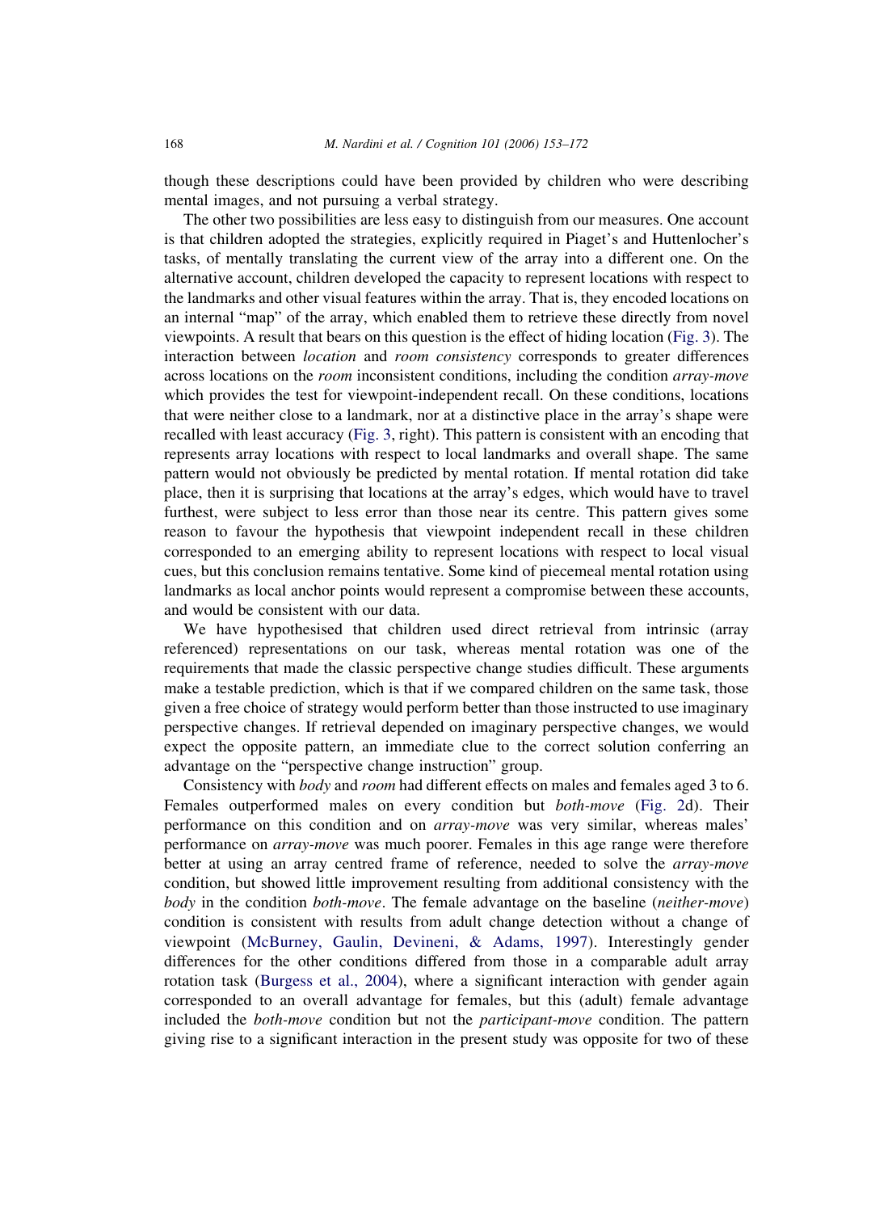though these descriptions could have been provided by children who were describing mental images, and not pursuing a verbal strategy.

The other two possibilities are less easy to distinguish from our measures. One account is that children adopted the strategies, explicitly required in Piaget's and Huttenlocher's tasks, of mentally translating the current view of the array into a different one. On the alternative account, children developed the capacity to represent locations with respect to the landmarks and other visual features within the array. That is, they encoded locations on an internal "map" of the array, which enabled them to retrieve these directly from novel viewpoints. A result that bears on this question is the effect of hiding location (Fig. 3). The interaction between *location* and *room consistency* corresponds to greater differences across locations on the *room* inconsistent conditions, including the condition *array-move* which provides the test for viewpoint-independent recall. On these conditions, locations that were neither close to a landmark, nor at a distinctive place in the array's shape were recalled with least accuracy (Fig. 3, right). This pattern is consistent with an encoding that represents array locations with respect to local landmarks and overall shape. The same pattern would not obviously be predicted by mental rotation. If mental rotation did take place, then it is surprising that locations at the array's edges, which would have to travel furthest, were subject to less error than those near its centre. This pattern gives some reason to favour the hypothesis that viewpoint independent recall in these children corresponded to an emerging ability to represent locations with respect to local visual cues, but this conclusion remains tentative. Some kind of piecemeal mental rotation using landmarks as local anchor points would represent a compromise between these accounts, and would be consistent with our data.

We have hypothesised that children used direct retrieval from intrinsic (array referenced) representations on our task, whereas mental rotation was one of the requirements that made the classic perspective change studies difficult. These arguments make a testable prediction, which is that if we compared children on the same task, those given a free choice of strategy would perform better than those instructed to use imaginary perspective changes. If retrieval depended on imaginary perspective changes, we would expect the opposite pattern, an immediate clue to the correct solution conferring an advantage on the "perspective change instruction" group.

Consistency with *body* and *room* had different effects on males and females aged 3 to 6. Females outperformed males on every condition but *both-move* (Fig. 2d). Their performance on this condition and on *array-move* was very similar, whereas males' performance on *array-move* was much poorer. Females in this age range were therefore better at using an array centred frame of reference, needed to solve the *array-move* condition, but showed little improvement resulting from additional consistency with the *body* in the condition *both-move*. The female advantage on the baseline (*neither-move*) condition is consistent with results from adult change detection without a change of viewpoint (McBurney, Gaulin, Devineni, & Adams, 1997). Interestingly gender differences for the other conditions differed from those in a comparable adult array rotation task (Burgess et al., 2004), where a significant interaction with gender again corresponded to an overall advantage for females, but this (adult) female advantage included the *both-move* condition but not the *participant-move* condition. The pattern giving rise to a significant interaction in the present study was opposite for two of these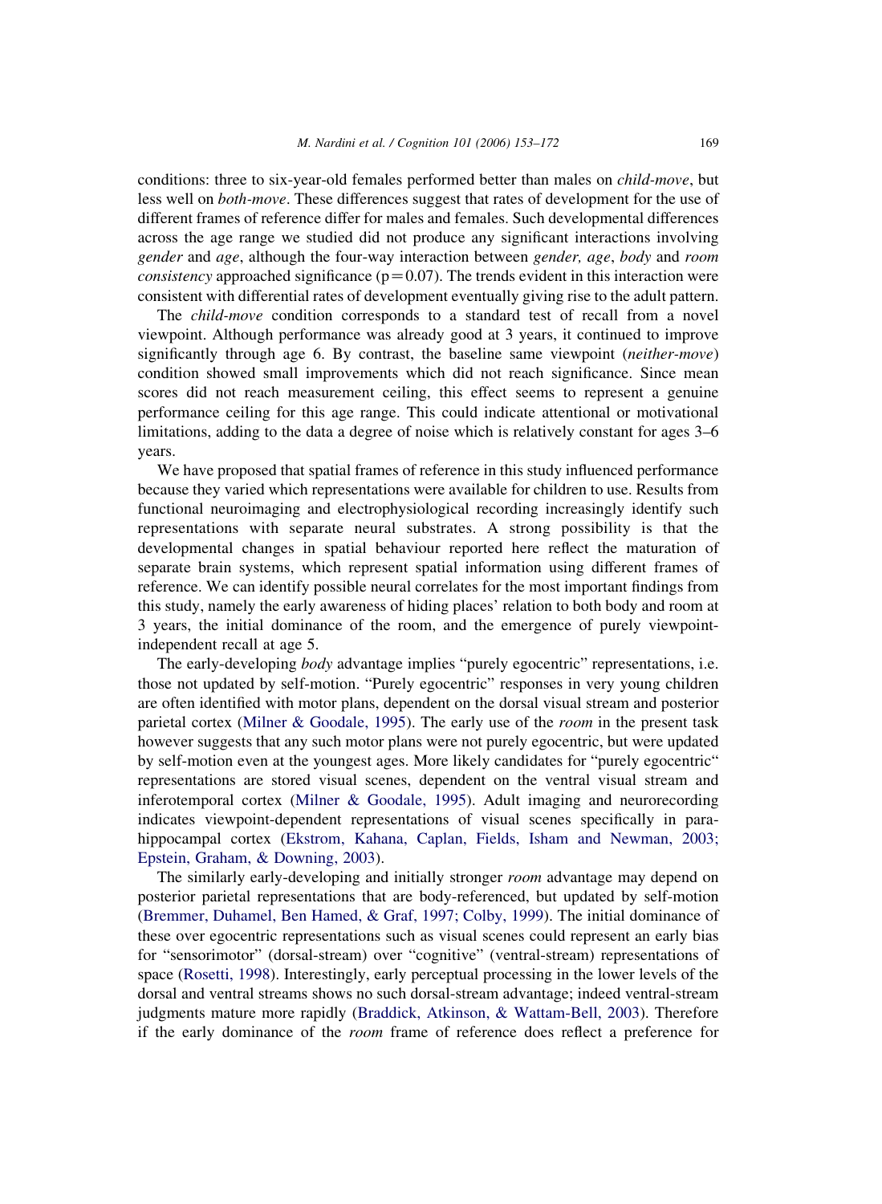conditions: three to six-year-old females performed better than males on *child-move*, but less well on *both-move*. These differences suggest that rates of development for the use of different frames of reference differ for males and females. Such developmental differences across the age range we studied did not produce any significant interactions involving *gender* and *age*, although the four-way interaction between *gender, age*, *body* and *room consistency* approached significance ($p = 0.07$). The trends evident in this interaction were consistent with differential rates of development eventually giving rise to the adult pattern.

The *child-move* condition corresponds to a standard test of recall from a novel viewpoint. Although performance was already good at 3 years, it continued to improve significantly through age 6. By contrast, the baseline same viewpoint (*neither-move*) condition showed small improvements which did not reach significance. Since mean scores did not reach measurement ceiling, this effect seems to represent a genuine performance ceiling for this age range. This could indicate attentional or motivational limitations, adding to the data a degree of noise which is relatively constant for ages 3–6 years.

We have proposed that spatial frames of reference in this study influenced performance because they varied which representations were available for children to use. Results from functional neuroimaging and electrophysiological recording increasingly identify such representations with separate neural substrates. A strong possibility is that the developmental changes in spatial behaviour reported here reflect the maturation of separate brain systems, which represent spatial information using different frames of reference. We can identify possible neural correlates for the most important findings from this study, namely the early awareness of hiding places' relation to both body and room at 3 years, the initial dominance of the room, and the emergence of purely viewpoint-independent recall at age 5.

The early-developing *body* advantage implies "purely egocentric" representations, i.e. those not updated by self-motion. "Purely egocentric" responses in very young children are often identified with motor plans, dependent on the dorsal visual stream and posterior parietal cortex (Milner & Goodale, 1995). The early use of the *room* in the present task however suggests that any such motor plans were not purely egocentric, but were updated by self-motion even at the youngest ages. More likely candidates for "purely egocentric" representations are stored visual scenes, dependent on the ventral visual stream and inferotemporal cortex (Milner & Goodale, 1995). Adult imaging and neurorecording indicates viewpoint-dependent representations of visual scenes specifically in para-hippocampal cortex (Ekstrom, Kahana, Caplan, Fields, Isham and Newman, 2003; Epstein, Graham, & Downing, 2003).

The similarly early-developing and initially stronger *room* advantage may depend on posterior parietal representations that are body-referenced, but updated by self-motion (Bremmer, Duhamel, Ben Hamed, & Graf, 1997; Colby, 1999). The initial dominance of these over egocentric representations such as visual scenes could represent an early bias for "sensorimotor" (dorsal-stream) over "cognitive" (ventral-stream) representations of space (Rosetti, 1998). Interestingly, early perceptual processing in the lower levels of the dorsal and ventral streams shows no such dorsal-stream advantage; indeed ventral-stream judgments mature more rapidly (Braddick, Atkinson, & Wattam-Bell, 2003). Therefore if the early dominance of the *room* frame of reference does reflect a preference for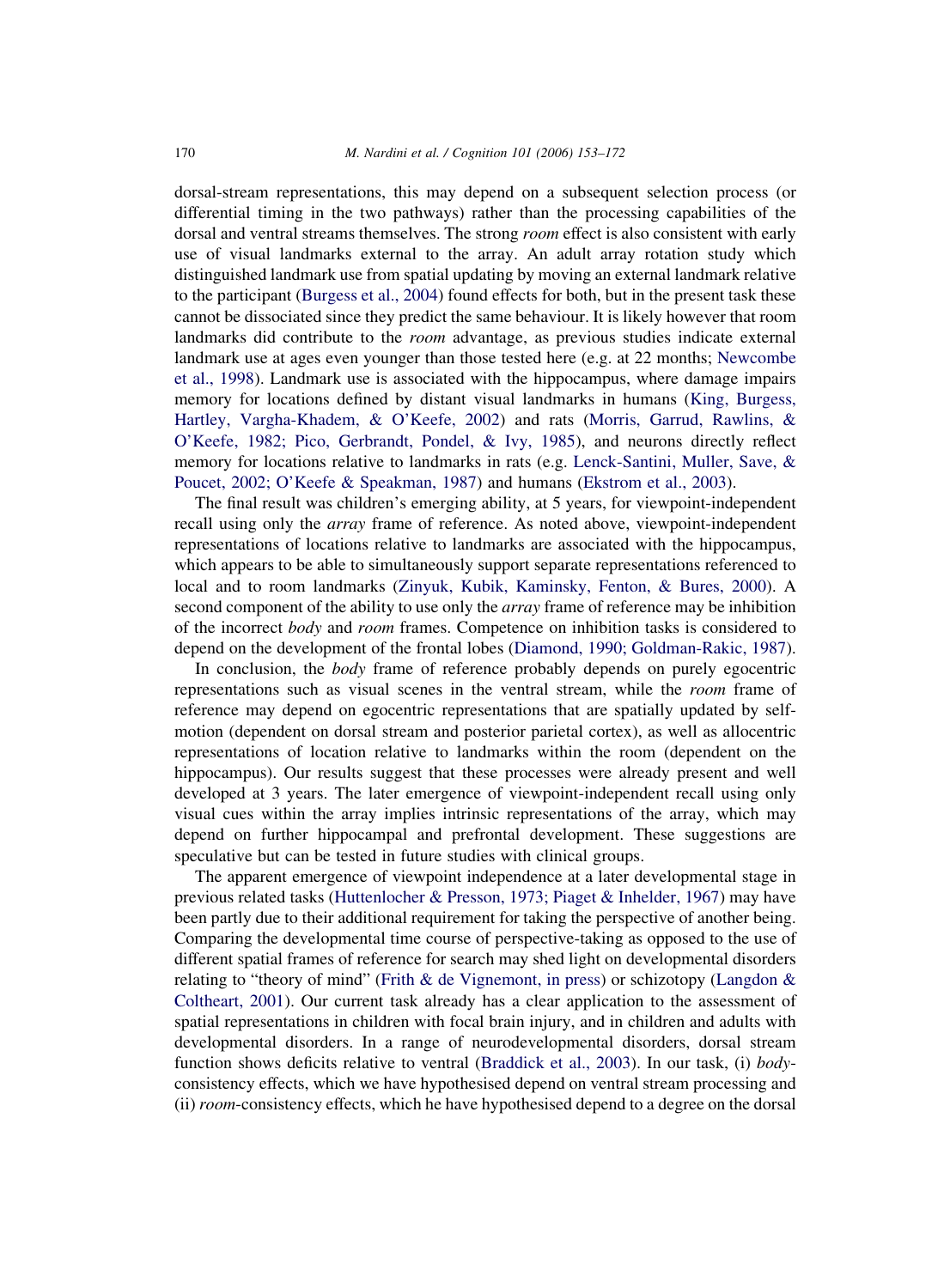dorsal-stream representations, this may depend on a subsequent selection process (or differential timing in the two pathways) rather than the processing capabilities of the dorsal and ventral streams themselves. The strong *room* effect is also consistent with early use of visual landmarks external to the array. An adult array rotation study which distinguished landmark use from spatial updating by moving an external landmark relative to the participant (Burgess et al., 2004) found effects for both, but in the present task these cannot be dissociated since they predict the same behaviour. It is likely however that room landmarks did contribute to the *room* advantage, as previous studies indicate external landmark use at ages even younger than those tested here (e.g. at 22 months; Newcombe et al., 1998). Landmark use is associated with the hippocampus, where damage impairs memory for locations defined by distant visual landmarks in humans (King, Burgess, Hartley, Vargha-Khadem, & O'Keefe, 2002) and rats (Morris, Garrud, Rawlins, & O'Keefe, 1982; Pico, Gerbrandt, Pondel, & Ivy, 1985), and neurons directly reflect memory for locations relative to landmarks in rats (e.g. Lenck-Santini, Muller, Save, & Poucet, 2002; O'Keefe & Speakman, 1987) and humans (Ekstrom et al., 2003).

The final result was children's emerging ability, at 5 years, for viewpoint-independent recall using only the *array* frame of reference. As noted above, viewpoint-independent representations of locations relative to landmarks are associated with the hippocampus, which appears to be able to simultaneously support separate representations referenced to local and to room landmarks (Zinyuk, Kubik, Kaminsky, Fenton, & Bures, 2000). A second component of the ability to use only the *array* frame of reference may be inhibition of the incorrect *body* and *room* frames. Competence on inhibition tasks is considered to depend on the development of the frontal lobes (Diamond, 1990; Goldman-Rakic, 1987).

In conclusion, the *body* frame of reference probably depends on purely egocentric representations such as visual scenes in the ventral stream, while the *room* frame of reference may depend on egocentric representations that are spatially updated by self-motion (dependent on dorsal stream and posterior parietal cortex), as well as allocentric representations of location relative to landmarks within the room (dependent on the hippocampus). Our results suggest that these processes were already present and well developed at 3 years. The later emergence of viewpoint-independent recall using only visual cues within the array implies intrinsic representations of the array, which may depend on further hippocampal and prefrontal development. These suggestions are speculative but can be tested in future studies with clinical groups.

The apparent emergence of viewpoint independence at a later developmental stage in previous related tasks (Huttenlocher & Presson, 1973; Piaget & Inhelder, 1967) may have been partly due to their additional requirement for taking the perspective of another being. Comparing the developmental time course of perspective-taking as opposed to the use of different spatial frames of reference for search may shed light on developmental disorders relating to "theory of mind" (Frith & de Vignemont, in press) or schizotopy (Langdon & Coltheart, 2001). Our current task already has a clear application to the assessment of spatial representations in children with focal brain injury, and in children and adults with developmental disorders. In a range of neurodevelopmental disorders, dorsal stream function shows deficits relative to ventral (Braddick et al., 2003). In our task, (i) *body*-consistency effects, which we have hypothesised depend on ventral stream processing and (ii) *room*-consistency effects, which he have hypothesised depend to a degree on the dorsal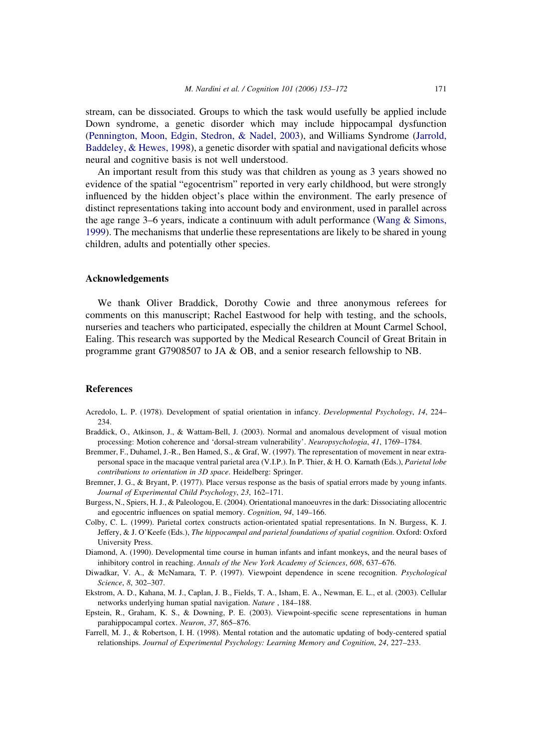stream, can be dissociated. Groups to which the task would usefully be applied include Down syndrome, a genetic disorder which may include hippocampal dysfunction (Pennington, Moon, Edgin, Stedron, & Nadel, 2003), and Williams Syndrome (Jarrold, Baddeley, & Hewes, 1998), a genetic disorder with spatial and navigational deficits whose neural and cognitive basis is not well understood.

An important result from this study was that children as young as 3 years showed no evidence of the spatial "egocentrism" reported in very early childhood, but were strongly influenced by the hidden object's place within the environment. The early presence of distinct representations taking into account body and environment, used in parallel across the age range 3–6 years, indicate a continuum with adult performance (Wang & Simons, 1999). The mechanisms that underlie these representations are likely to be shared in young children, adults and potentially other species.

## Acknowledgements

We thank Oliver Braddick, Dorothy Cowie and three anonymous referees for comments on this manuscript; Rachel Eastwood for help with testing, and the schools, nurseries and teachers who participated, especially the children at Mount Carmel School, Ealing. This research was supported by the Medical Research Council of Great Britain in programme grant G7908507 to JA & OB, and a senior research fellowship to NB.

## References

Acredolo, L. P. (1978). Development of spatial orientation in infancy. *Developmental Psychology*, *14*, 224–234.

Braddick, O., Atkinson, J., & Wattam-Bell, J. (2003). Normal and anomalous development of visual motion processing: Motion coherence and 'dorsal-stream vulnerability'. *Neuropsychologia*, *41*, 1769–1784.

Bremmer, F., Duhamel, J.-R., Ben Hamed, S., & Graf, W. (1997). The representation of movement in near extra-personal space in the macaque ventral parietal area (V.I.P.). In P. Thier, & H. O. Karnath (Eds.), *Parietal lobe contributions to orientation in 3D space*. Heidelberg: Springer.

Bremner, J. G., & Bryant, P. (1977). Place versus response as the basis of spatial errors made by young infants. *Journal of Experimental Child Psychology*, *23*, 162–171.

Burgess, N., Spiers, H. J., & Paleologou, E. (2004). Orientational manoeuvres in the dark: Dissociating allocentric and egocentric influences on spatial memory. *Cognition*, *94*, 149–166.

Colby, C. L. (1999). Parietal cortex constructs action-orientated spatial representations. In N. Burgess, K. J. Jeffery, & J. O'Keefe (Eds.), *The hippocampal and parietal foundations of spatial cognition*. Oxford: Oxford University Press.

Diamond, A. (1990). Developmental time course in human infants and infant monkeys, and the neural bases of inhibitory control in reaching. *Annals of the New York Academy of Sciences*, *608*, 637–676.

Diwadkar, V. A., & McNamara, T. P. (1997). Viewpoint dependence in scene recognition. *Psychological Science*, *8*, 302–307.

Ekstrom, A. D., Kahana, M. J., Caplan, J. B., Fields, T. A., Isham, E. A., Newman, E. L., et al. (2003). Cellular networks underlying human spatial navigation. *Nature* , 184–188.

Epstein, R., Graham, K. S., & Downing, P. E. (2003). Viewpoint-specific scene representations in human parahippocampal cortex. *Neuron*, *37*, 865–876.

Farrell, M. J., & Robertson, I. H. (1998). Mental rotation and the automatic updating of body-centered spatial relationships. *Journal of Experimental Psychology: Learning Memory and Cognition*, *24*, 227–233.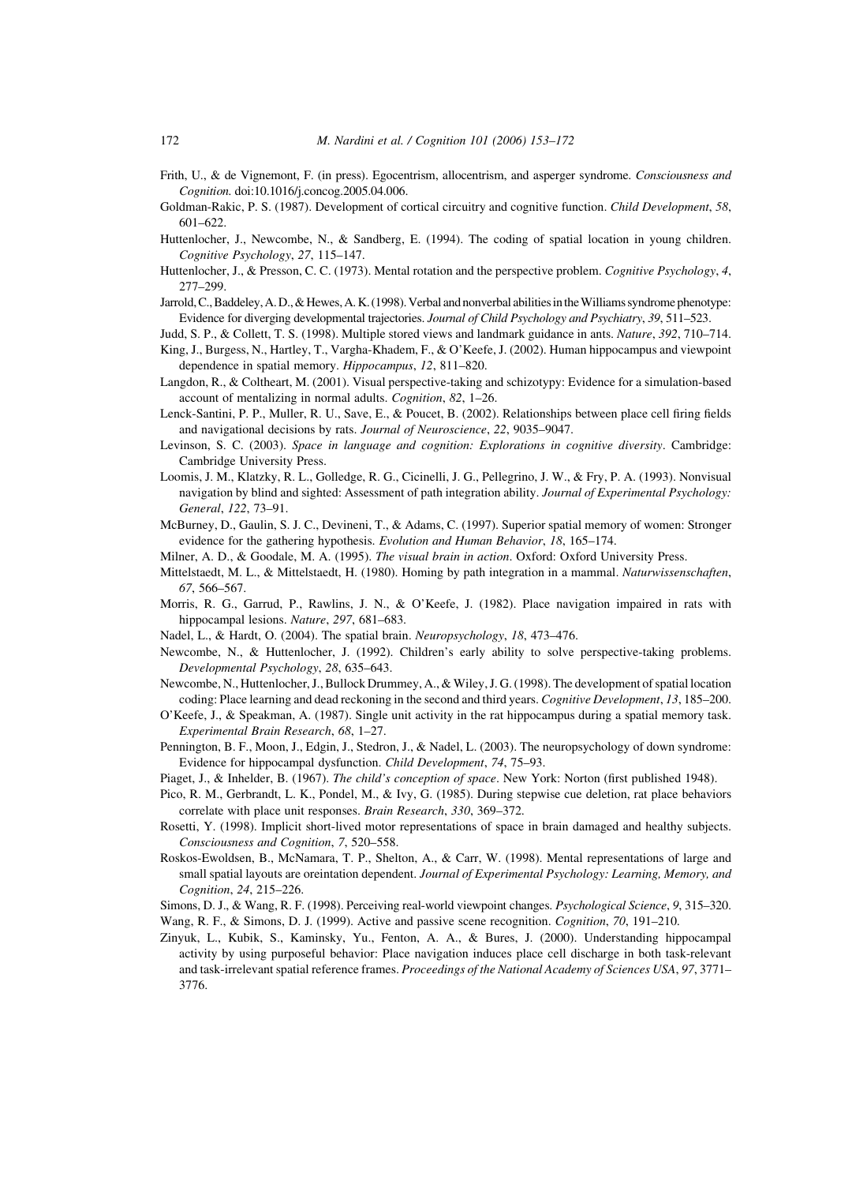Frith, U., & de Vignemont, F. (in press). Egocentrism, allocentrism, and asperger syndrome. *Consciousness and Cognition.* doi:10.1016/j.concog.2005.04.006.

Goldman-Rakic, P. S. (1987). Development of cortical circuitry and cognitive function. *Child Development*, *58*, 601–622.

Huttenlocher, J., Newcombe, N., & Sandberg, E. (1994). The coding of spatial location in young children. *Cognitive Psychology*, *27*, 115–147.

Huttenlocher, J., & Presson, C. C. (1973). Mental rotation and the perspective problem. *Cognitive Psychology*, *4*, 277–299.

Jarrold, C., Baddeley, A. D., & Hewes, A. K. (1998). Verbal and nonverbal abilities in the Williams syndrome phenotype: Evidence for diverging developmental trajectories. *Journal of Child Psychology and Psychiatry*, *39*, 511–523.

Judd, S. P., & Collett, T. S. (1998). Multiple stored views and landmark guidance in ants. *Nature*, *392*, 710–714.

King, J., Burgess, N., Hartley, T., Vargha-Khadem, F., & O'Keefe, J. (2002). Human hippocampus and viewpoint dependence in spatial memory. *Hippocampus*, *12*, 811–820.

Langdon, R., & Coltheart, M. (2001). Visual perspective-taking and schizotypy: Evidence for a simulation-based account of mentalizing in normal adults. *Cognition*, *82*, 1–26.

Lenck-Santini, P. P., Muller, R. U., Save, E., & Poucet, B. (2002). Relationships between place cell firing fields and navigational decisions by rats. *Journal of Neuroscience*, *22*, 9035–9047.

Levinson, S. C. (2003). *Space in language and cognition: Explorations in cognitive diversity*. Cambridge: Cambridge University Press.

Loomis, J. M., Klatzky, R. L., Golledge, R. G., Cicinelli, J. G., Pellegrino, J. W., & Fry, P. A. (1993). Nonvisual navigation by blind and sighted: Assessment of path integration ability. *Journal of Experimental Psychology: General*, *122*, 73–91.

McBurney, D., Gaulin, S. J. C., Devineni, T., & Adams, C. (1997). Superior spatial memory of women: Stronger evidence for the gathering hypothesis. *Evolution and Human Behavior*, *18*, 165–174.

Milner, A. D., & Goodale, M. A. (1995). *The visual brain in action*. Oxford: Oxford University Press.

Mittelstaedt, M. L., & Mittelstaedt, H. (1980). Homing by path integration in a mammal. *Naturwissenschaften*, *67*, 566–567.

Morris, R. G., Garrud, P., Rawlins, J. N., & O'Keefe, J. (1982). Place navigation impaired in rats with hippocampal lesions. *Nature*, *297*, 681–683.

Nadel, L., & Hardt, O. (2004). The spatial brain. *Neuropsychology*, *18*, 473–476.

Newcombe, N., & Huttenlocher, J. (1992). Children's early ability to solve perspective-taking problems. *Developmental Psychology*, *28*, 635–643.

Newcombe, N., Huttenlocher, J., Bullock Drummey, A., & Wiley, J. G. (1998). The development of spatial location coding: Place learning and dead reckoning in the second and third years. *Cognitive Development*, *13*, 185–200.

O'Keefe, J., & Speakman, A. (1987). Single unit activity in the rat hippocampus during a spatial memory task. *Experimental Brain Research*, *68*, 1–27.

Pennington, B. F., Moon, J., Edgin, J., Stedron, J., & Nadel, L. (2003). The neuropsychology of down syndrome: Evidence for hippocampal dysfunction. *Child Development*, *74*, 75–93.

Piaget, J., & Inhelder, B. (1967). *The child's conception of space*. New York: Norton (first published 1948).

Pico, R. M., Gerbrandt, L. K., Pondel, M., & Ivy, G. (1985). During stepwise cue deletion, rat place behaviors correlate with place unit responses. *Brain Research*, *330*, 369–372.

Rosetti, Y. (1998). Implicit short-lived motor representations of space in brain damaged and healthy subjects. *Consciousness and Cognition*, *7*, 520–558.

Roskos-Ewoldsen, B., McNamara, T. P., Shelton, A., & Carr, W. (1998). Mental representations of large and small spatial layouts are oreintation dependent. *Journal of Experimental Psychology: Learning, Memory, and Cognition*, *24*, 215–226.

Simons, D. J., & Wang, R. F. (1998). Perceiving real-world viewpoint changes. *Psychological Science*, *9*, 315–320.

Wang, R. F., & Simons, D. J. (1999). Active and passive scene recognition. *Cognition*, *70*, 191–210.

Zinyuk, L., Kubik, S., Kaminsky, Yu., Fenton, A. A., & Bures, J. (2000). Understanding hippocampal activity by using purposeful behavior: Place navigation induces place cell discharge in both task-relevant and task-irrelevant spatial reference frames. *Proceedings of the National Academy of Sciences USA*, *97*, 3771–3776.